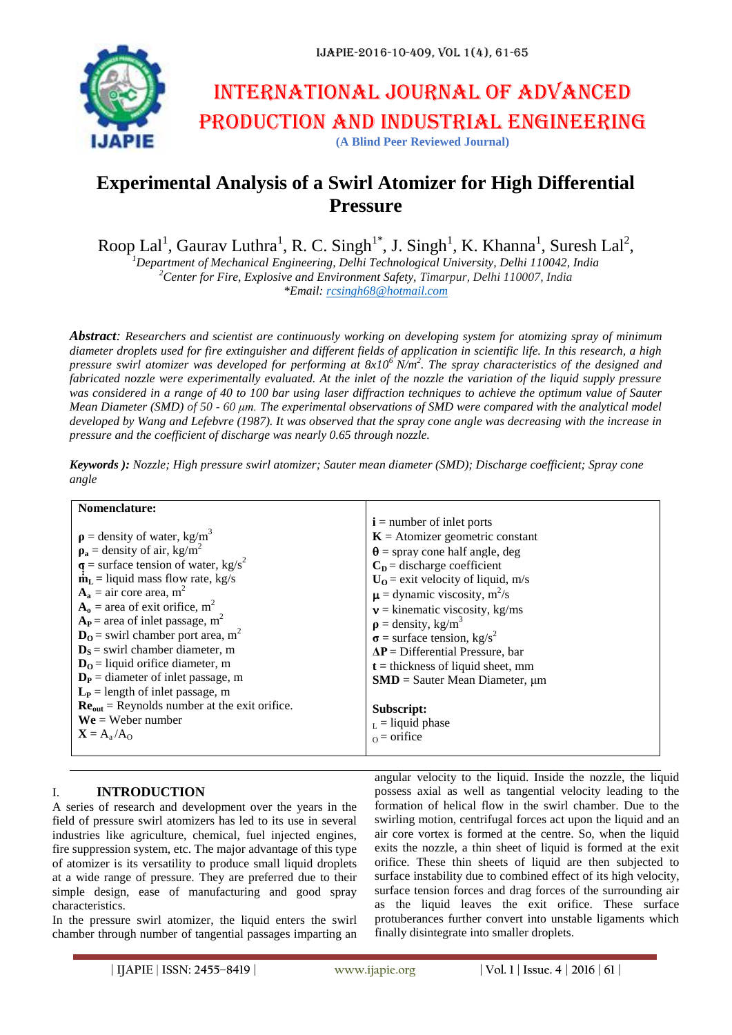# INTERNATIONAL JOURNAL OF ADVANCED PRODUCTION AND INDUSTRIAL ENGINEERING

**(A Blind Peer Reviewed Journal)**

# Experimental Analysis of a Swirl Atomizer for High Differential Pressure

Roop Lal[1], Gaurav Luthra[1], R. C. Singh[1*], J. Singh[1], K. Khanna[1], Suresh Lal[2],

[1]*Department of Mechanical Engineering, Delhi Technological University, Delhi 110042, India*
[2]*Center for Fire, Explosive and Environment Safety, Timarpur, Delhi 110007, India*
*\*Email: rcsingh68@hotmail.com*

***Abstract**: Researchers and scientist are continuously working on developing system for atomizing spray of minimum diameter droplets used for fire extinguisher and different fields of application in scientific life. In this research, a high pressure swirl atomizer was developed for performing at $8x10^6$ $N/m^2$. The spray characteristics of the designed and fabricated nozzle were experimentally evaluated. At the inlet of the nozzle the variation of the liquid supply pressure was considered in a range of 40 to 100 bar using laser diffraction techniques to achieve the optimum value of Sauter Mean Diameter (SMD) of 50 - 60 μm. The experimental observations of SMD were compared with the analytical model developed by Wang and Lefebvre (1987). It was observed that the spray cone angle was decreasing with the increase in pressure and the coefficient of discharge was nearly 0.65 through nozzle.*

***Keywords ):** Nozzle; High pressure swirl atomizer; Sauter mean diameter (SMD); Discharge coefficient; Spray cone angle*

**Nomenclature:**

| | |
|---|---|
| $\boldsymbol{\rho}$ = density of water, kg/m$^3$ | $\mathbf{i}$ = number of inlet ports |
| $\boldsymbol{\rho_a}$ = density of air, kg/m$^2$ | $\mathbf{K}$ = Atomizer geometric constant |
| $\boldsymbol{\sigma}$ = surface tension of water, kg/s$^2$ | $\boldsymbol{\theta}$ = spray cone half angle, deg |
| $\dot{\mathbf{m}}_L$ = liquid mass flow rate, kg/s | $\mathbf{C_D}$ = discharge coefficient |
| $\mathbf{A_a}$ = air core area, m$^2$ | $\mathbf{U_O}$ = exit velocity of liquid, m/s |
| $\mathbf{A_o}$ = area of exit orifice, m$^2$ | $\boldsymbol{\mu}$ = dynamic viscosity, m$^2$/s |
| $\mathbf{A_P}$ = area of inlet passage, m$^2$ | $\boldsymbol{\nu}$ = kinematic viscosity, kg/ms |
| $\mathbf{D_O}$ = swirl chamber port area, m$^2$ | $\boldsymbol{\rho}$ = density, kg/m$^3$ |
| $\mathbf{D_S}$ = swirl chamber diameter, m | $\boldsymbol{\sigma}$ = surface tension, kg/s$^2$ |
| $\mathbf{D_O}$ = liquid orifice diameter, m | $\boldsymbol{\Delta}\mathbf{P}$ = Differential Pressure, bar |
| $\mathbf{D_P}$ = diameter of inlet passage, m | $\mathbf{t}$ = thickness of liquid sheet, mm |
| $\mathbf{L_P}$ = length of inlet passage, m | **SMD** = Sauter Mean Diameter, μm |
| $\mathbf{Re_{out}}$ = Reynolds number at the exit orifice. | **Subscript:** |
| **We** = Weber number | $_L$ = liquid phase |
| $\mathbf{X}$ = $A_a/A_O$ | $_O$ = orifice |

## I. INTRODUCTION

A series of research and development over the years in the field of pressure swirl atomizers has led to its use in several industries like agriculture, chemical, fuel injected engines, fire suppression system, etc. The major advantage of this type of atomizer is its versatility to produce small liquid droplets at a wide range of pressure. They are preferred due to their simple design, ease of manufacturing and good spray characteristics.

In the pressure swirl atomizer, the liquid enters the swirl chamber through number of tangential passages imparting an angular velocity to the liquid. Inside the nozzle, the liquid possess axial as well as tangential velocity leading to the formation of helical flow in the swirl chamber. Due to the swirling motion, centrifugal forces act upon the liquid and an air core vortex is formed at the centre. So, when the liquid exits the nozzle, a thin sheet of liquid is formed at the exit orifice. These thin sheets of liquid are then subjected to surface instability due to combined effect of its high velocity, surface tension forces and drag forces of the surrounding air as the liquid leaves the exit orifice. These surface protuberances further convert into unstable ligaments which finally disintegrate into smaller droplets.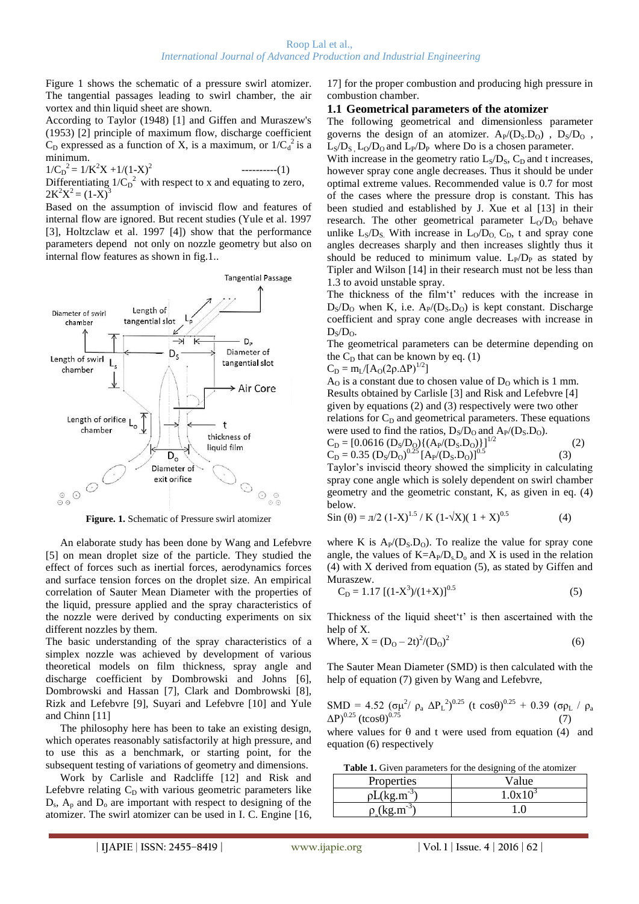Figure 1 shows the schematic of a pressure swirl atomizer. The tangential passages leading to swirl chamber, the air vortex and thin liquid sheet are shown.

According to Taylor (1948) [1] and Giffen and Muraszew's (1953) [2] principle of maximum flow, discharge coefficient $C_D$ expressed as a function of X, is a maximum, or $1/C_d^2$ is a minimum.

$$1/C_D^2 = 1/K^2X + 1/(1-X)^2 \quad (1)$$

Differentiating $1/C_D^2$ with respect to x and equating to zero, $2K^2X^2 = (1-X)^3$

Based on the assumption of inviscid flow and features of internal flow are ignored. But recent studies (Yule et al. 1997 [3], Holtzclaw et al. 1997 [4]) show that the performance parameters depend not only on nozzle geometry but also on internal flow features as shown in fig.1..

**Figure. 1.** Schematic of Pressure swirl atomizer

An elaborate study has been done by Wang and Lefebvre [5] on mean droplet size of the particle. They studied the effect of forces such as inertial forces, aerodynamics forces and surface tension forces on the droplet size. An empirical correlation of Sauter Mean Diameter with the properties of the liquid, pressure applied and the spray characteristics of the nozzle were derived by conducting experiments on six different nozzles by them.

The basic understanding of the spray characteristics of a simplex nozzle was achieved by development of various theoretical models on film thickness, spray angle and discharge coefficient by Dombrowski and Johns [6], Dombrowski and Hassan [7], Clark and Dombrowski [8], Rizk and Lefebvre [9], Suyari and Lefebvre [10] and Yule and Chinn [11]

The philosophy here has been to take an existing design, which operates reasonably satisfactorily at high pressure, and to use this as a benchmark, or starting point, for the subsequent testing of variations of geometry and dimensions.

Work by Carlisle and Radcliffe [12] and Risk and Lefebvre relating $C_D$ with various geometric parameters like $D_s$, $A_p$ and $D_o$ are important with respect to designing of the atomizer. The swirl atomizer can be used in I. C. Engine [16, 17] for the proper combustion and producing high pressure in combustion chamber.

## 1.1 Geometrical parameters of the atomizer

The following geometrical and dimensionless parameter governs the design of an atomizer. $A_P/(D_S.D_O)$ , $D_S/D_O$ , $L_S/D_S$ , $L_O/D_O$ and $L_P/D_P$ where Do is a chosen parameter.

With increase in the geometry ratio $L_S/D_S$, $C_D$ and t increases, however spray cone angle decreases. Thus it should be under optimal extreme values. Recommended value is 0.7 for most of the cases where the pressure drop is constant. This has been studied and established by J. Xue et al [13] in their research. The other geometrical parameter $L_O/D_O$ behave unlike $L_S/D_S$. With increase in $L_O/D_O$, $C_D$, t and spray cone angles decreases sharply and then increases slightly thus it should be reduced to minimum value. $L_P/D_P$ as stated by Tipler and Wilson [14] in their research must not be less than 1.3 to avoid unstable spray.

The thickness of the film't' reduces with the increase in $D_S/D_O$ when K, i.e. $A_P/(D_S.D_O)$ is kept constant. Discharge coefficient and spray cone angle decreases with increase in $D_S/D_O$.

The geometrical parameters can be determine depending on the $C_D$ that can be known by eq. (1)

$$C_D = m_L/[A_O(2\rho.\Delta P)^{1/2}]$$

$A_O$ is a constant due to chosen value of $D_O$ which is 1 mm. Results obtained by Carlisle [3] and Risk and Lefebvre [4] given by equations (2) and (3) respectively were two other relations for $C_D$ and geometrical parameters. These equations were used to find the ratios, $D_S/D_O$ and $A_P/(D_S.D_O)$.

$$C_D = [0.0616\,(D_S/D_O)\{(A_P/(D_S.D_O)\}]^{1/2} \quad (2)$$

$$C_D = 0.35\,(D_S/D_O)^{0.25}\,[A_P/(D_S.D_O)]^{0.5} \quad (3)$$

Taylor's inviscid theory showed the simplicity in calculating spray cone angle which is solely dependent on swirl chamber geometry and the geometric constant, K, as given in eq. (4) below.

$$\operatorname{Sin}(\theta) = \pi/2\,(1-X)^{1.5} / K\,(1-\sqrt{X})(1+X)^{0.5} \quad (4)$$

where K is $A_P/(D_S.D_O)$. To realize the value for spray cone angle, the values of $K=A_P/D_S.D_o$ and X is used in the relation (4) with X derived from equation (5), as stated by Giffen and Muraszew.

$$C_D = 1.17\,[(1-X^3)/(1+X)]^{0.5} \quad (5)$$

Thickness of the liquid sheet't' is then ascertained with the help of X.

Where, $X = (D_O - 2t)^2/(D_O)^2 \quad (6)$

The Sauter Mean Diameter (SMD) is then calculated with the help of equation (7) given by Wang and Lefebvre,

$$SMD = 4.52\,(\sigma\mu^2/\,\rho_a\,\Delta P_L^2)^{0.25}\,(t\cos\theta)^{0.25} + 0.39\,(\sigma\rho_L/\rho_a\,\Delta P)^{0.25}\,(t\cos\theta)^{0.75} \quad (7)$$

where values for θ and t were used from equation (4) and equation (6) respectively

**Table 1.** Given parameters for the designing of the atomizer

| Properties | Value |
|---|---|
| $\rho L(kg.m^{-3})$ | $1.0\times10^3$ |
| $\rho_a(kg.m^{-3})$ | 1.0 |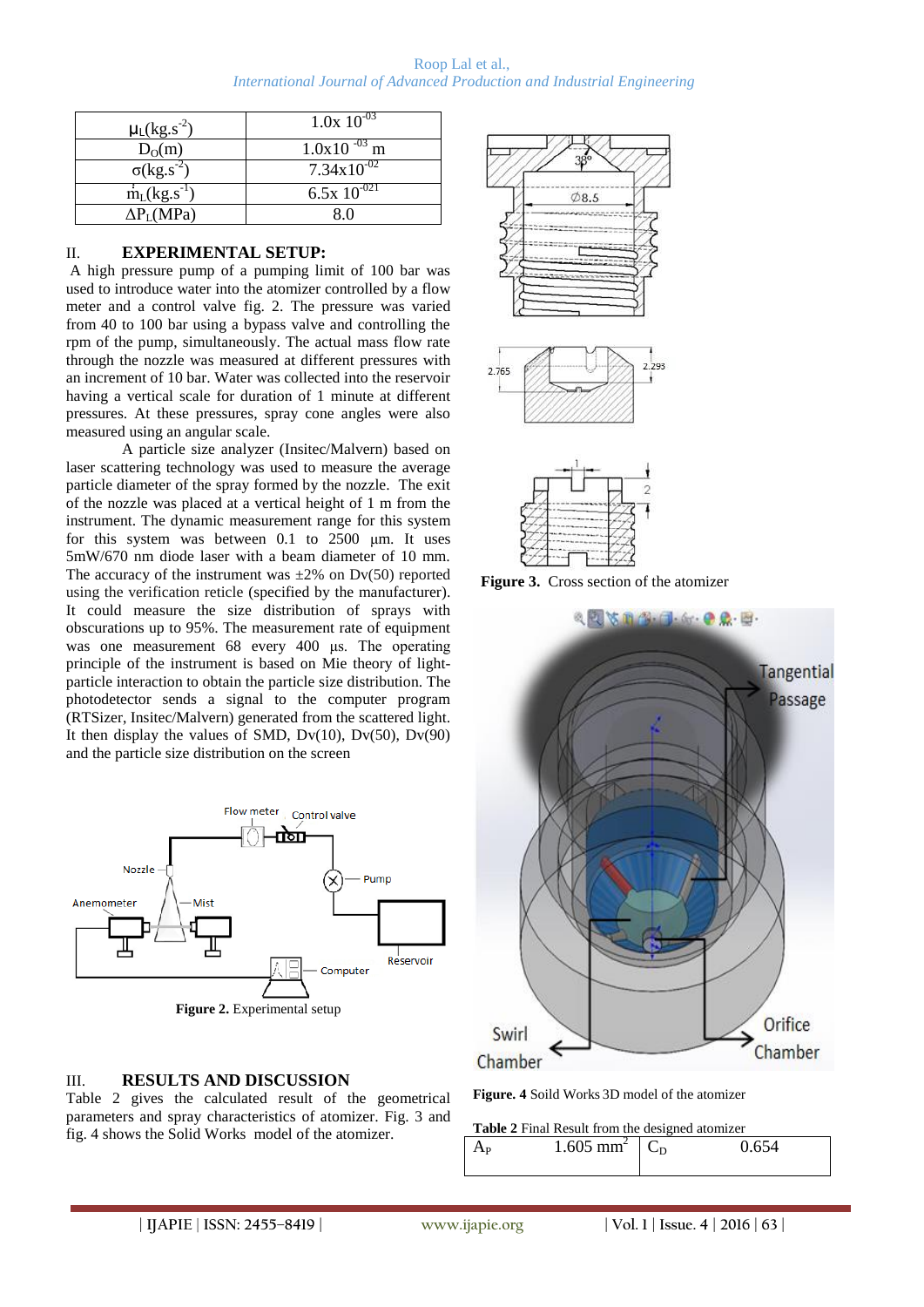| $\mu_L(kg.s^{-2})$ | $1.0x\ 10^{-03}$ |
|---|---|
| $D_O(m)$ | $1.0x10^{-03}$ m |
| $\sigma(kg.s^{-2})$ | $7.34x10^{-02}$ |
| $\dot{m}_L(kg.s^{-1})$ | $6.5x\ 10^{-021}$ |
| $\Delta P_L$(MPa) | 8.0 |

## II. EXPERIMENTAL SETUP:

A high pressure pump of a pumping limit of 100 bar was used to introduce water into the atomizer controlled by a flow meter and a control valve fig. 2. The pressure was varied from 40 to 100 bar using a bypass valve and controlling the rpm of the pump, simultaneously. The actual mass flow rate through the nozzle was measured at different pressures with an increment of 10 bar. Water was collected into the reservoir having a vertical scale for duration of 1 minute at different pressures. At these pressures, spray cone angles were also measured using an angular scale.

A particle size analyzer (Insitec/Malvern) based on laser scattering technology was used to measure the average particle diameter of the spray formed by the nozzle. The exit of the nozzle was placed at a vertical height of 1 m from the instrument. The dynamic measurement range for this system for this system was between 0.1 to 2500 µm. It uses 5mW/670 nm diode laser with a beam diameter of 10 mm. The accuracy of the instrument was ±2% on Dv(50) reported using the verification reticle (specified by the manufacturer). It could measure the size distribution of sprays with obscurations up to 95%. The measurement rate of equipment was one measurement 68 every 400 µs. The operating principle of the instrument is based on Mie theory of light-particle interaction to obtain the particle size distribution. The photodetector sends a signal to the computer program (RTSizer, Insitec/Malvern) generated from the scattered light. It then display the values of SMD, Dv(10), Dv(50), Dv(90) and the particle size distribution on the screen

**Figure 2.** Experimental setup

**Figure 3.** Cross section of the atomizer

**Figure. 4** Soild Works 3D model of the atomizer

## III. RESULTS AND DISCUSSION

Table 2 gives the calculated result of the geometrical parameters and spray characteristics of atomizer. Fig. 3 and fig. 4 shows the Solid Works model of the atomizer.

**Table 2** Final Result from the designed atomizer

| $A_P$ | 1.605 $mm^2$ | $C_D$ | 0.654 |
|---|---|---|---|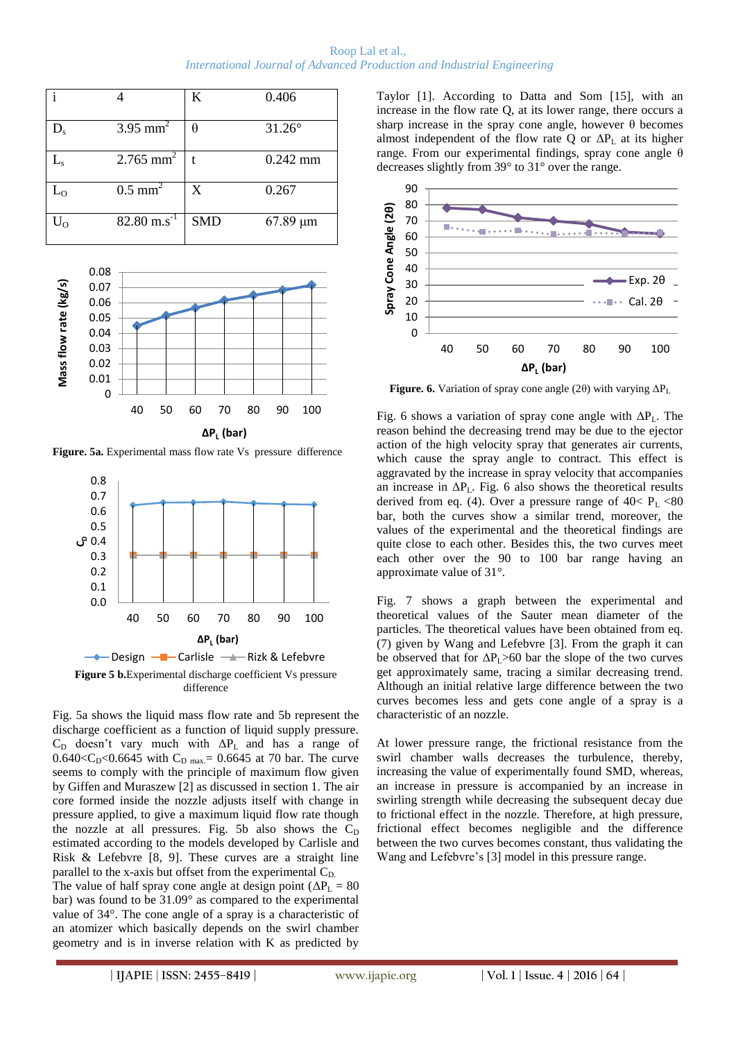| i | 4 | K | 0.406 |
|---|---|---|---|
| $D_s$ | 3.95 $mm^2$ | θ | 31.26° |
| $L_s$ | 2.765 $mm^2$ | t | 0.242 mm |
| $L_O$ | 0.5 $mm^2$ | X | 0.267 |
| $U_O$ | 82.80 $m.s^{-1}$ | SMD | 67.89 µm |

**Figure. 5a.** Experimental mass flow rate Vs pressure difference

**Figure 5 b.** Experimental discharge coefficient Vs pressure difference

Fig. 5a shows the liquid mass flow rate and 5b represent the discharge coefficient as a function of liquid supply pressure. $C_D$ doesn't vary much with $\Delta P_L$ and has a range of $0.640<C_D<0.6645$ with $C_{D\ max.}= 0.6645$ at 70 bar. The curve seems to comply with the principle of maximum flow given by Giffen and Muraszew [2] as discussed in section 1. The air core formed inside the nozzle adjusts itself with change in pressure applied, to give a maximum liquid flow rate though the nozzle at all pressures. Fig. 5b also shows the $C_D$ estimated according to the models developed by Carlisle and Risk & Lefebvre [8, 9]. These curves are a straight line parallel to the x-axis but offset from the experimental $C_{D.}$

The value of half spray cone angle at design point ($\Delta P_L = 80$ bar) was found to be 31.09° as compared to the experimental value of 34°. The cone angle of a spray is a characteristic of an atomizer which basically depends on the swirl chamber geometry and is in inverse relation with K as predicted by Taylor [1]. According to Datta and Som [15], with an increase in the flow rate Q, at its lower range, there occurs a sharp increase in the spray cone angle, however θ becomes almost independent of the flow rate Q or $\Delta P_L$ at its higher range. From our experimental findings, spray cone angle θ decreases slightly from 39° to 31° over the range.

**Figure. 6.** Variation of spray cone angle (2θ) with varying $\Delta P_L$

Fig. 6 shows a variation of spray cone angle with $\Delta P_L$. The reason behind the decreasing trend may be due to the ejector action of the high velocity spray that generates air currents, which cause the spray angle to contract. This effect is aggravated by the increase in spray velocity that accompanies an increase in $\Delta P_L$. Fig. 6 also shows the theoretical results derived from eq. (4). Over a pressure range of $40< P_L <80$ bar, both the curves show a similar trend, moreover, the values of the experimental and the theoretical findings are quite close to each other. Besides this, the two curves meet each other over the 90 to 100 bar range having an approximate value of 31°.

Fig. 7 shows a graph between the experimental and theoretical values of the Sauter mean diameter of the particles. The theoretical values have been obtained from eq. (7) given by Wang and Lefebvre [3]. From the graph it can be observed that for $\Delta P_L>60$ bar the slope of the two curves get approximately same, tracing a similar decreasing trend. Although an initial relative large difference between the two curves becomes less and gets cone angle of a spray is a characteristic of an nozzle.

At lower pressure range, the frictional resistance from the swirl chamber walls decreases the turbulence, thereby, increasing the value of experimentally found SMD, whereas, an increase in pressure is accompanied by an increase in swirling strength while decreasing the subsequent decay due to frictional effect in the nozzle. Therefore, at high pressure, frictional effect becomes negligible and the difference between the two curves becomes constant, thus validating the Wang and Lefebvre's [3] model in this pressure range.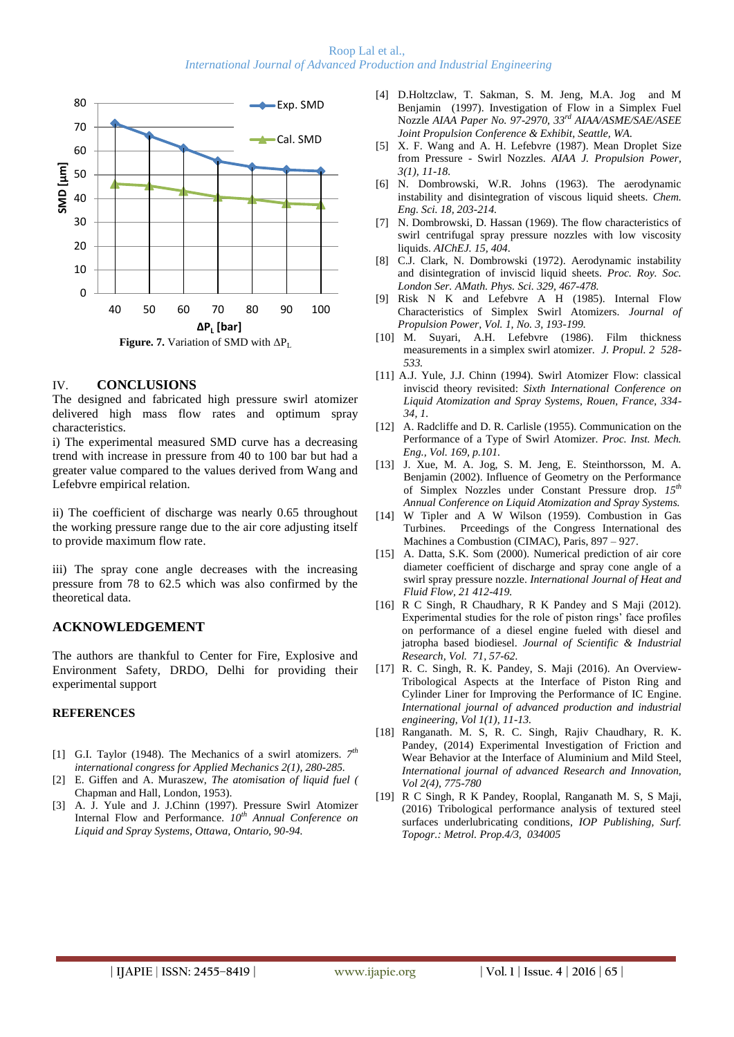80
70
60
50
40
30
20
10
0
SMD [μm]
40 50 60 70 80 90 100
$\Delta P_L$ [bar]
Exp. SMD
Cal. SMD

**Figure. 7.** Variation of SMD with $\Delta P_L$

## IV. CONCLUSIONS

The designed and fabricated high pressure swirl atomizer delivered high mass flow rates and optimum spray characteristics.

i) The experimental measured SMD curve has a decreasing trend with increase in pressure from 40 to 100 bar but had a greater value compared to the values derived from Wang and Lefebvre empirical relation.

ii) The coefficient of discharge was nearly 0.65 throughout the working pressure range due to the air core adjusting itself to provide maximum flow rate.

iii) The spray cone angle decreases with the increasing pressure from 78 to 62.5 which was also confirmed by the theoretical data.

## ACKNOWLEDGEMENT

The authors are thankful to Center for Fire, Explosive and Environment Safety, DRDO, Delhi for providing their experimental support

## REFERENCES

[1] G.I. Taylor (1948). The Mechanics of a swirl atomizers. *7th international congress for Applied Mechanics 2(1), 280-285.*

[2] E. Giffen and A. Muraszew, *The atomisation of liquid fuel (* Chapman and Hall, London, 1953).

[3] A. J. Yule and J. J.Chinn (1997). Pressure Swirl Atomizer Internal Flow and Performance. *10th Annual Conference on Liquid Atomization and Spray Systems, Ottawa, Ontario, 90-94.*

[4] D.Holtzclaw, T. Sakman, S. M. Jeng, M.A. Jog and M Benjamin (1997). Investigation of Flow in a Simplex Fuel Nozzle *AIAA Paper No. 97-2970, 33rd AIAA/ASME/SAE/ASEE Joint Propulsion Conference & Exhibit, Seattle, WA.*

[5] X. F. Wang and A. H. Lefebvre (1987). Mean Droplet Size from Pressure - Swirl Nozzles. *AIAA J. Propulsion Power, 3(1), 11-18.*

[6] N. Dombrowski, W.R. Johns (1963). The aerodynamic instability and disintegration of viscous liquid sheets. *Chem. Eng. Sci. 18, 203-214.*

[7] N. Dombrowski, D. Hassan (1969). The flow characteristics of swirl centrifugal spray pressure nozzles with low viscosity liquids. *AIChEJ. 15, 404*.

[8] C.J. Clark, N. Dombrowski (1972). Aerodynamic instability and disintegration of inviscid liquid sheets. *Proc. Roy. Soc. London Ser. AMath. Phys. Sci. 329, 467-478.*

[9] Risk N K and Lefebvre A H (1985). Internal Flow Characteristics of Simplex Swirl Atomizers. *Journal of Propulsion Power, Vol. 1, No. 3, 193-199.*

[10] M. Suyari, A.H. Lefebvre (1986). Film thickness measurements in a simplex swirl atomizer. *J. Propul. 2 528-533.*

[11] A.J. Yule, J.J. Chinn (1994). Swirl Atomizer Flow: classical inviscid theory revisited: *Sixth International Conference on Liquid Atomization and Spray Systems, Rouen, France, 334-34, 1.*

[12] A. Radcliffe and D. R. Carlisle (1955). Communication on the Performance of a Type of Swirl Atomizer. *Proc. Inst. Mech. Eng., Vol. 169, p.101.*

[13] J. Xue, M. A. Jog, S. M. Jeng, E. Steinthorsson, M. A. Benjamin (2002). Influence of Geometry on the Performance of Simplex Nozzles under Constant Pressure drop. *15th Annual Conference on Liquid Atomization and Spray Systems.*

[14] W Tipler and A W Wilson (1959). Combustion in Gas Turbines. Prceedings of the Congress International des Machines a Combustion (CIMAC), Paris, 897 – 927.

[15] A. Datta, S.K. Som (2000). Numerical prediction of air core diameter coefficient of discharge and spray cone angle of a swirl spray pressure nozzle. *International Journal of Heat and Fluid Flow, 21 412-419.*

[16] R C Singh, R K Chaudhary, R K Pandey and S Maji (2012). Experimental studies for the role of piston rings' face profiles on performance of a diesel engine fueled with diesel and jatropha based biodiesel. *Journal of Scientific & Industrial Research, Vol. 71, 57-62.*

[17] R. C. Singh, R. K. Pandey, S. Maji (2016). An Overview-Tribological Aspects at the Interface of Piston Ring and Cylinder Liner for Improving the Performance of IC Engine. *International journal of advanced production and industrial engineering, Vol 1(1), 11-13.*

[18] Ranganath. M. S, R. C. Singh, Rajiv Chaudhary, R. K. Pandey, (2014) Experimental Investigation of Friction and Wear Behavior at the Interface of Aluminium and Steel, *International journal of advanced Research and Innovation, Vol 2(4), 775-780*

[19] R C Singh, R K Pandey, Rooplal, Ranganath M. S, S Maji, (2016) Tribological performance analysis of textured steel surfaces underlubricating conditions, *IOP Publishing, Surf. Topogr.: Metrol. Prop.4/3, 034005*